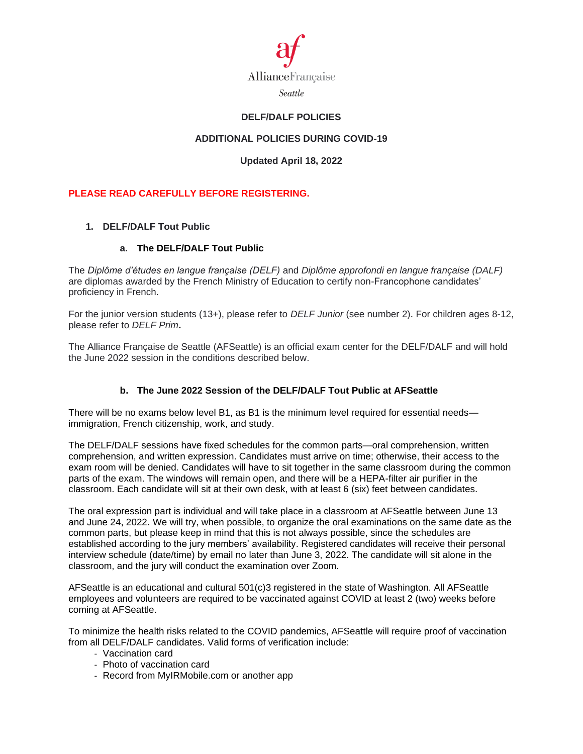AllianceFrançaise

Seattle

# DELF/DALF POLICIES

## ADDITIONAL POLICIES DURING COVID-19

**Updated April 18, 2022**

**PLEASE READ CAREFULLY BEFORE REGISTERING.**

## 1. DELF/DALF Tout Public

### a. The DELF/DALF Tout Public

The *Diplôme d'études en langue française (DELF)* and *Diplôme approfondi en langue française (DALF)* are diplomas awarded by the French Ministry of Education to certify non-Francophone candidates' proficiency in French.

For the junior version students (13+), please refer to *DELF Junior* (see number 2). For children ages 8-12, please refer to *DELF Prim*.

The Alliance Française de Seattle (AFSeattle) is an official exam center for the DELF/DALF and will hold the June 2022 session in the conditions described below.

### b. The June 2022 Session of the DELF/DALF Tout Public at AFSeattle

There will be no exams below level B1, as B1 is the minimum level required for essential needs—immigration, French citizenship, work, and study.

The DELF/DALF sessions have fixed schedules for the common parts—oral comprehension, written comprehension, and written expression. Candidates must arrive on time; otherwise, their access to the exam room will be denied. Candidates will have to sit together in the same classroom during the common parts of the exam. The windows will remain open, and there will be a HEPA-filter air purifier in the classroom. Each candidate will sit at their own desk, with at least 6 (six) feet between candidates.

The oral expression part is individual and will take place in a classroom at AFSeattle between June 13 and June 24, 2022. We will try, when possible, to organize the oral examinations on the same date as the common parts, but please keep in mind that this is not always possible, since the schedules are established according to the jury members' availability. Registered candidates will receive their personal interview schedule (date/time) by email no later than June 3, 2022. The candidate will sit alone in the classroom, and the jury will conduct the examination over Zoom.

AFSeattle is an educational and cultural 501(c)3 registered in the state of Washington. All AFSeattle employees and volunteers are required to be vaccinated against COVID at least 2 (two) weeks before coming at AFSeattle.

To minimize the health risks related to the COVID pandemics, AFSeattle will require proof of vaccination from all DELF/DALF candidates. Valid forms of verification include:

- Vaccination card
- Photo of vaccination card
- Record from MyIRMobile.com or another app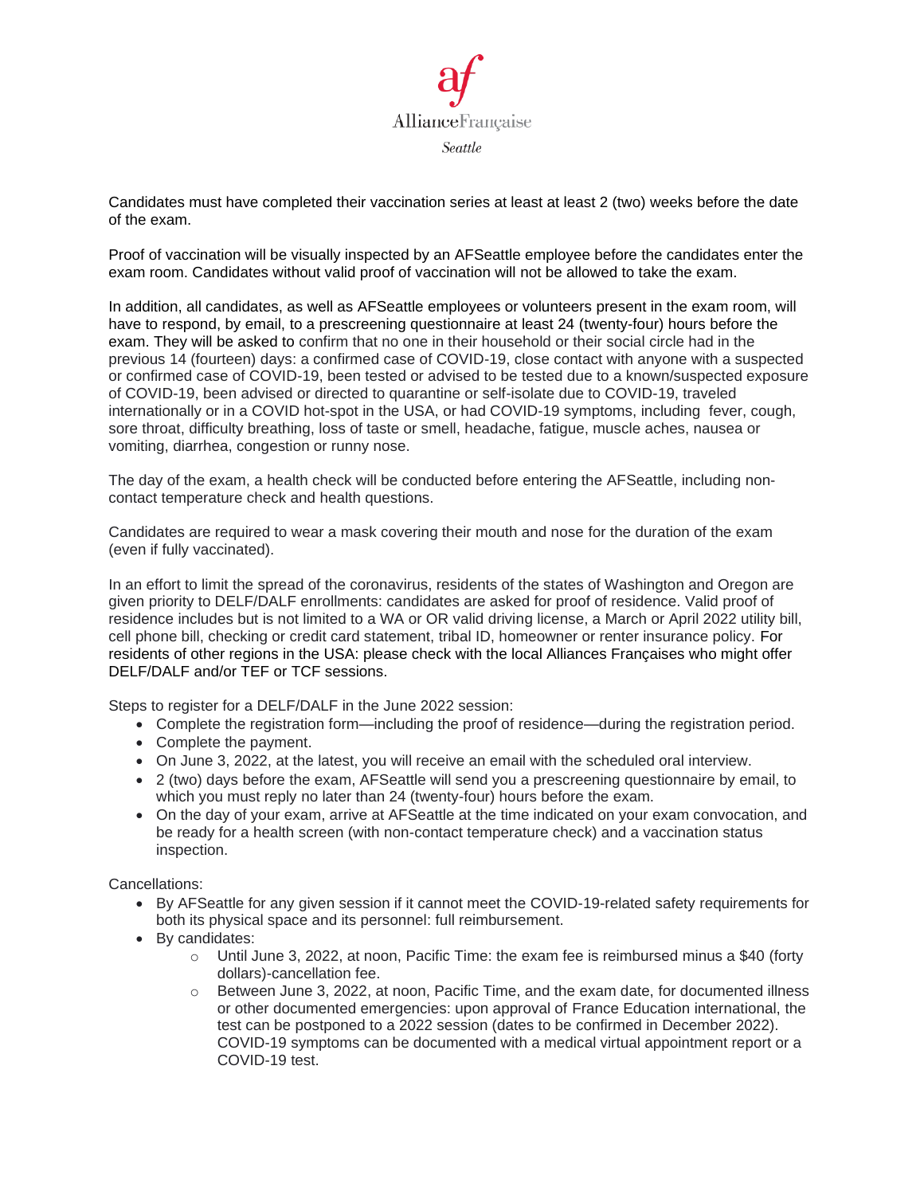Candidates must have completed their vaccination series at least at least 2 (two) weeks before the date of the exam.

Proof of vaccination will be visually inspected by an AFSeattle employee before the candidates enter the exam room. Candidates without valid proof of vaccination will not be allowed to take the exam.

In addition, all candidates, as well as AFSeattle employees or volunteers present in the exam room, will have to respond, by email, to a prescreening questionnaire at least 24 (twenty-four) hours before the exam. They will be asked to confirm that no one in their household or their social circle had in the previous 14 (fourteen) days: a confirmed case of COVID-19, close contact with anyone with a suspected or confirmed case of COVID-19, been tested or advised to be tested due to a known/suspected exposure of COVID-19, been advised or directed to quarantine or self-isolate due to COVID-19, traveled internationally or in a COVID hot-spot in the USA, or had COVID-19 symptoms, including fever, cough, sore throat, difficulty breathing, loss of taste or smell, headache, fatigue, muscle aches, nausea or vomiting, diarrhea, congestion or runny nose.

The day of the exam, a health check will be conducted before entering the AFSeattle, including non-contact temperature check and health questions.

Candidates are required to wear a mask covering their mouth and nose for the duration of the exam (even if fully vaccinated).

In an effort to limit the spread of the coronavirus, residents of the states of Washington and Oregon are given priority to DELF/DALF enrollments: candidates are asked for proof of residence. Valid proof of residence includes but is not limited to a WA or OR valid driving license, a March or April 2022 utility bill, cell phone bill, checking or credit card statement, tribal ID, homeowner or renter insurance policy. For residents of other regions in the USA: please check with the local Alliances Françaises who might offer DELF/DALF and/or TEF or TCF sessions.

Steps to register for a DELF/DALF in the June 2022 session:

- Complete the registration form—including the proof of residence—during the registration period.
- Complete the payment.
- On June 3, 2022, at the latest, you will receive an email with the scheduled oral interview.
- 2 (two) days before the exam, AFSeattle will send you a prescreening questionnaire by email, to which you must reply no later than 24 (twenty-four) hours before the exam.
- On the day of your exam, arrive at AFSeattle at the time indicated on your exam convocation, and be ready for a health screen (with non-contact temperature check) and a vaccination status inspection.

Cancellations:

- By AFSeattle for any given session if it cannot meet the COVID-19-related safety requirements for both its physical space and its personnel: full reimbursement.
- By candidates:
  - Until June 3, 2022, at noon, Pacific Time: the exam fee is reimbursed minus a $40 (forty dollars)-cancellation fee.
  - Between June 3, 2022, at noon, Pacific Time, and the exam date, for documented illness or other documented emergencies: upon approval of France Education international, the test can be postponed to a 2022 session (dates to be confirmed in December 2022). COVID-19 symptoms can be documented with a medical virtual appointment report or a COVID-19 test.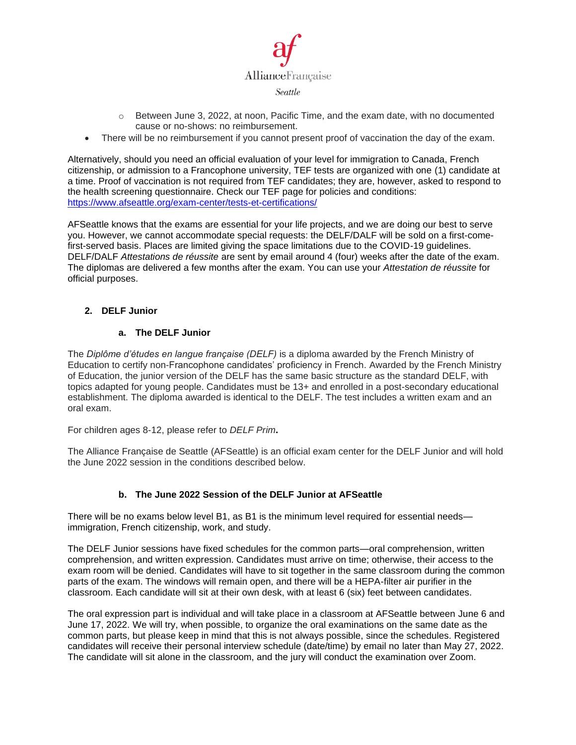- Between June 3, 2022, at noon, Pacific Time, and the exam date, with no documented cause or no-shows: no reimbursement.
- There will be no reimbursement if you cannot present proof of vaccination the day of the exam.

Alternatively, should you need an official evaluation of your level for immigration to Canada, French citizenship, or admission to a Francophone university, TEF tests are organized with one (1) candidate at a time. Proof of vaccination is not required from TEF candidates; they are, however, asked to respond to the health screening questionnaire. Check our TEF page for policies and conditions: https://www.afseattle.org/exam-center/tests-et-certifications/

AFSeattle knows that the exams are essential for your life projects, and we are doing our best to serve you. However, we cannot accommodate special requests: the DELF/DALF will be sold on a first-come-first-served basis. Places are limited giving the space limitations due to the COVID-19 guidelines. DELF/DALF *Attestations de réussite* are sent by email around 4 (four) weeks after the date of the exam. The diplomas are delivered a few months after the exam. You can use your *Attestation de réussite* for official purposes.

## 2. DELF Junior

### a. The DELF Junior

The *Diplôme d'études en langue française (DELF)* is a diploma awarded by the French Ministry of Education to certify non-Francophone candidates' proficiency in French. Awarded by the French Ministry of Education, the junior version of the DELF has the same basic structure as the standard DELF, with topics adapted for young people. Candidates must be 13+ and enrolled in a post-secondary educational establishment. The diploma awarded is identical to the DELF. The test includes a written exam and an oral exam.

For children ages 8-12, please refer to *DELF Prim***.**

The Alliance Française de Seattle (AFSeattle) is an official exam center for the DELF Junior and will hold the June 2022 session in the conditions described below.

### b. The June 2022 Session of the DELF Junior at AFSeattle

There will be no exams below level B1, as B1 is the minimum level required for essential needs—immigration, French citizenship, work, and study.

The DELF Junior sessions have fixed schedules for the common parts—oral comprehension, written comprehension, and written expression. Candidates must arrive on time; otherwise, their access to the exam room will be denied. Candidates will have to sit together in the same classroom during the common parts of the exam. The windows will remain open, and there will be a HEPA-filter air purifier in the classroom. Each candidate will sit at their own desk, with at least 6 (six) feet between candidates.

The oral expression part is individual and will take place in a classroom at AFSeattle between June 6 and June 17, 2022. We will try, when possible, to organize the oral examinations on the same date as the common parts, but please keep in mind that this is not always possible, since the schedules. Registered candidates will receive their personal interview schedule (date/time) by email no later than May 27, 2022. The candidate will sit alone in the classroom, and the jury will conduct the examination over Zoom.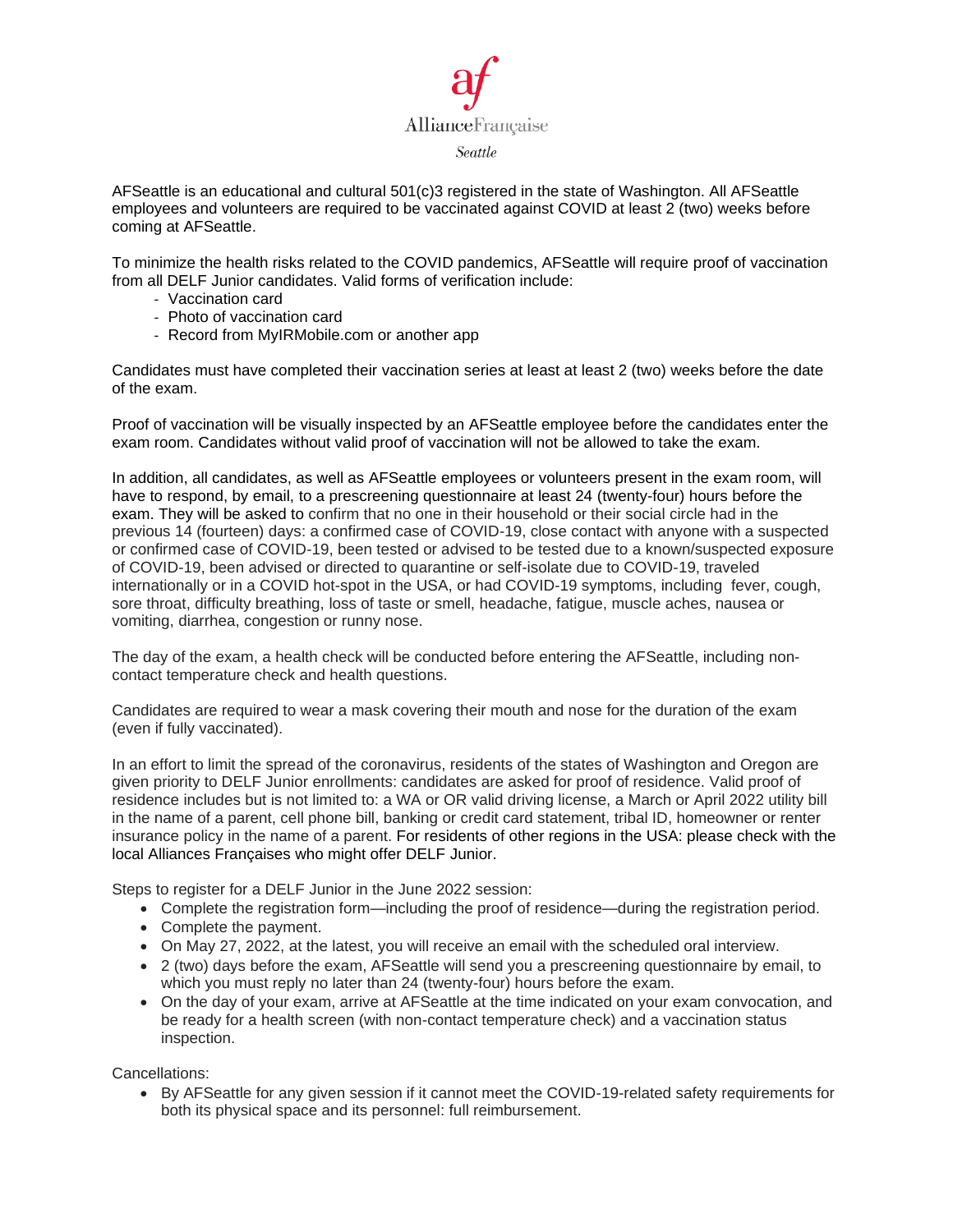AllianceFrançaise

*Seattle*

AFSeattle is an educational and cultural 501(c)3 registered in the state of Washington. All AFSeattle employees and volunteers are required to be vaccinated against COVID at least 2 (two) weeks before coming at AFSeattle.

To minimize the health risks related to the COVID pandemics, AFSeattle will require proof of vaccination from all DELF Junior candidates. Valid forms of verification include:

- Vaccination card
- Photo of vaccination card
- Record from MyIRMobile.com or another app

Candidates must have completed their vaccination series at least at least 2 (two) weeks before the date of the exam.

Proof of vaccination will be visually inspected by an AFSeattle employee before the candidates enter the exam room. Candidates without valid proof of vaccination will not be allowed to take the exam.

In addition, all candidates, as well as AFSeattle employees or volunteers present in the exam room, will have to respond, by email, to a prescreening questionnaire at least 24 (twenty-four) hours before the exam. They will be asked to confirm that no one in their household or their social circle had in the previous 14 (fourteen) days: a confirmed case of COVID-19, close contact with anyone with a suspected or confirmed case of COVID-19, been tested or advised to be tested due to a known/suspected exposure of COVID-19, been advised or directed to quarantine or self-isolate due to COVID-19, traveled internationally or in a COVID hot-spot in the USA, or had COVID-19 symptoms, including fever, cough, sore throat, difficulty breathing, loss of taste or smell, headache, fatigue, muscle aches, nausea or vomiting, diarrhea, congestion or runny nose.

The day of the exam, a health check will be conducted before entering the AFSeattle, including non-contact temperature check and health questions.

Candidates are required to wear a mask covering their mouth and nose for the duration of the exam (even if fully vaccinated).

In an effort to limit the spread of the coronavirus, residents of the states of Washington and Oregon are given priority to DELF Junior enrollments: candidates are asked for proof of residence. Valid proof of residence includes but is not limited to: a WA or OR valid driving license, a March or April 2022 utility bill in the name of a parent, cell phone bill, banking or credit card statement, tribal ID, homeowner or renter insurance policy in the name of a parent. For residents of other regions in the USA: please check with the local Alliances Françaises who might offer DELF Junior.

Steps to register for a DELF Junior in the June 2022 session:

- Complete the registration form—including the proof of residence—during the registration period.
- Complete the payment.
- On May 27, 2022, at the latest, you will receive an email with the scheduled oral interview.
- 2 (two) days before the exam, AFSeattle will send you a prescreening questionnaire by email, to which you must reply no later than 24 (twenty-four) hours before the exam.
- On the day of your exam, arrive at AFSeattle at the time indicated on your exam convocation, and be ready for a health screen (with non-contact temperature check) and a vaccination status inspection.

Cancellations:

- By AFSeattle for any given session if it cannot meet the COVID-19-related safety requirements for both its physical space and its personnel: full reimbursement.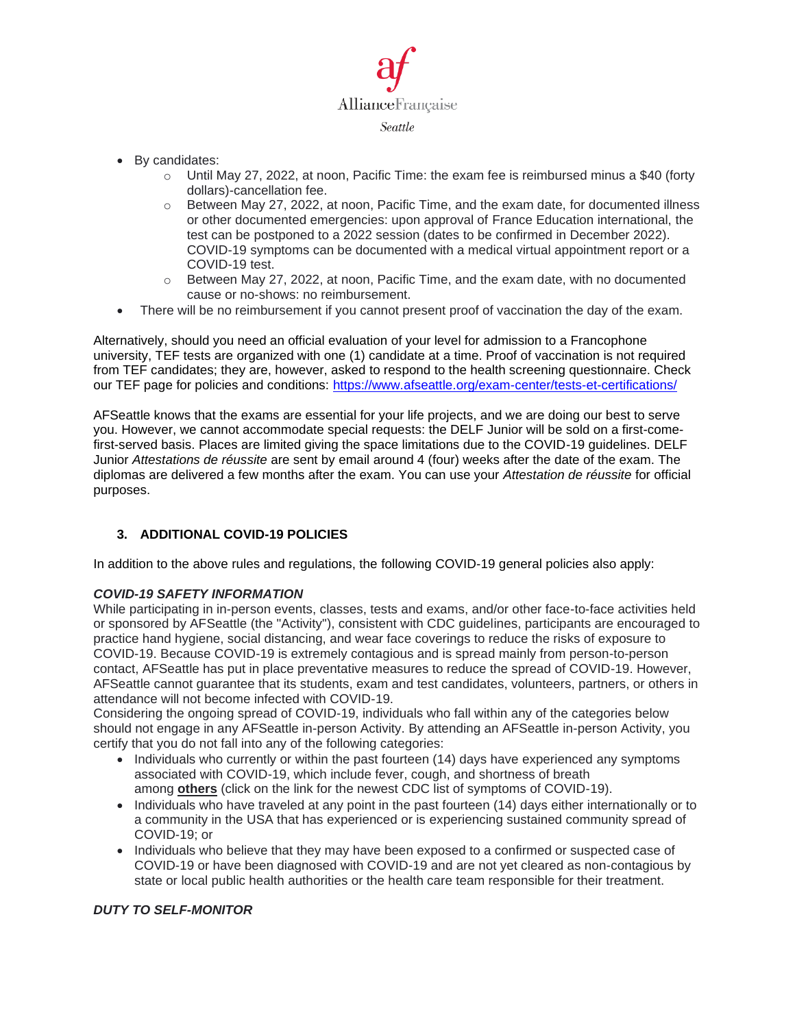- By candidates:
  - Until May 27, 2022, at noon, Pacific Time: the exam fee is reimbursed minus a $40 (forty dollars)-cancellation fee.
  - Between May 27, 2022, at noon, Pacific Time, and the exam date, for documented illness or other documented emergencies: upon approval of France Education international, the test can be postponed to a 2022 session (dates to be confirmed in December 2022). COVID-19 symptoms can be documented with a medical virtual appointment report or a COVID-19 test.
  - Between May 27, 2022, at noon, Pacific Time, and the exam date, with no documented cause or no-shows: no reimbursement.
- There will be no reimbursement if you cannot present proof of vaccination the day of the exam.

Alternatively, should you need an official evaluation of your level for admission to a Francophone university, TEF tests are organized with one (1) candidate at a time. Proof of vaccination is not required from TEF candidates; they are, however, asked to respond to the health screening questionnaire. Check our TEF page for policies and conditions: https://www.afseattle.org/exam-center/tests-et-certifications/

AFSeattle knows that the exams are essential for your life projects, and we are doing our best to serve you. However, we cannot accommodate special requests: the DELF Junior will be sold on a first-come-first-served basis. Places are limited giving the space limitations due to the COVID-19 guidelines. DELF Junior *Attestations de réussite* are sent by email around 4 (four) weeks after the date of the exam. The diplomas are delivered a few months after the exam. You can use your *Attestation de réussite* for official purposes.

## 3. ADDITIONAL COVID-19 POLICIES

In addition to the above rules and regulations, the following COVID-19 general policies also apply:

***COVID-19 SAFETY INFORMATION***

While participating in in-person events, classes, tests and exams, and/or other face-to-face activities held or sponsored by AFSeattle (the "Activity"), consistent with CDC guidelines, participants are encouraged to practice hand hygiene, social distancing, and wear face coverings to reduce the risks of exposure to COVID-19. Because COVID-19 is extremely contagious and is spread mainly from person-to-person contact, AFSeattle has put in place preventative measures to reduce the spread of COVID-19. However, AFSeattle cannot guarantee that its students, exam and test candidates, volunteers, partners, or others in attendance will not become infected with COVID-19.

Considering the ongoing spread of COVID-19, individuals who fall within any of the categories below should not engage in any AFSeattle in-person Activity. By attending an AFSeattle in-person Activity, you certify that you do not fall into any of the following categories:

- Individuals who currently or within the past fourteen (14) days have experienced any symptoms associated with COVID-19, which include fever, cough, and shortness of breath among **others** (click on the link for the newest CDC list of symptoms of COVID-19).
- Individuals who have traveled at any point in the past fourteen (14) days either internationally or to a community in the USA that has experienced or is experiencing sustained community spread of COVID-19; or
- Individuals who believe that they may have been exposed to a confirmed or suspected case of COVID-19 or have been diagnosed with COVID-19 and are not yet cleared as non-contagious by state or local public health authorities or the health care team responsible for their treatment.

***DUTY TO SELF-MONITOR***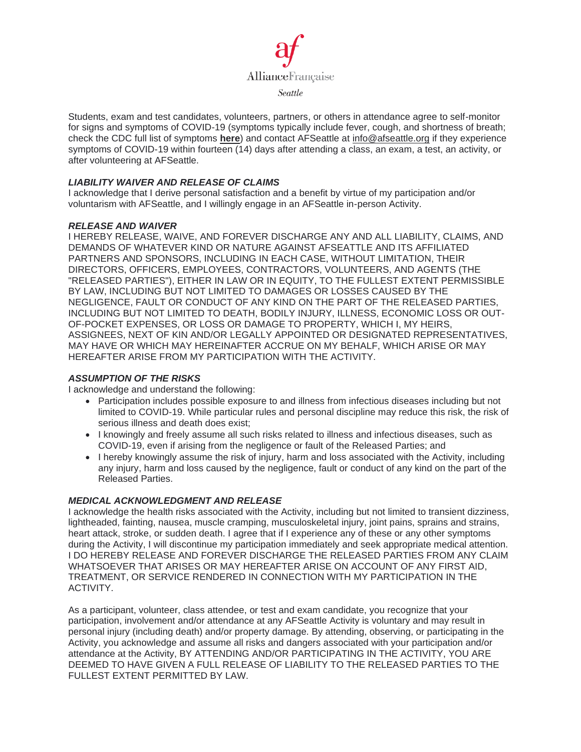AllianceFrançaise
Seattle

Students, exam and test candidates, volunteers, partners, or others in attendance agree to self-monitor for signs and symptoms of COVID-19 (symptoms typically include fever, cough, and shortness of breath; check the CDC full list of symptoms **here**) and contact AFSeattle at info@afseattle.org if they experience symptoms of COVID-19 within fourteen (14) days after attending a class, an exam, a test, an activity, or after volunteering at AFSeattle.

***LIABILITY WAIVER AND RELEASE OF CLAIMS***

I acknowledge that I derive personal satisfaction and a benefit by virtue of my participation and/or voluntarism with AFSeattle, and I willingly engage in an AFSeattle in-person Activity.

***RELEASE AND WAIVER***

I HEREBY RELEASE, WAIVE, AND FOREVER DISCHARGE ANY AND ALL LIABILITY, CLAIMS, AND DEMANDS OF WHATEVER KIND OR NATURE AGAINST AFSEATTLE AND ITS AFFILIATED PARTNERS AND SPONSORS, INCLUDING IN EACH CASE, WITHOUT LIMITATION, THEIR DIRECTORS, OFFICERS, EMPLOYEES, CONTRACTORS, VOLUNTEERS, AND AGENTS (THE "RELEASED PARTIES"), EITHER IN LAW OR IN EQUITY, TO THE FULLEST EXTENT PERMISSIBLE BY LAW, INCLUDING BUT NOT LIMITED TO DAMAGES OR LOSSES CAUSED BY THE NEGLIGENCE, FAULT OR CONDUCT OF ANY KIND ON THE PART OF THE RELEASED PARTIES, INCLUDING BUT NOT LIMITED TO DEATH, BODILY INJURY, ILLNESS, ECONOMIC LOSS OR OUT-OF-POCKET EXPENSES, OR LOSS OR DAMAGE TO PROPERTY, WHICH I, MY HEIRS, ASSIGNEES, NEXT OF KIN AND/OR LEGALLY APPOINTED OR DESIGNATED REPRESENTATIVES, MAY HAVE OR WHICH MAY HEREINAFTER ACCRUE ON MY BEHALF, WHICH ARISE OR MAY HEREAFTER ARISE FROM MY PARTICIPATION WITH THE ACTIVITY.

***ASSUMPTION OF THE RISKS***

I acknowledge and understand the following:

- Participation includes possible exposure to and illness from infectious diseases including but not limited to COVID-19. While particular rules and personal discipline may reduce this risk, the risk of serious illness and death does exist;
- I knowingly and freely assume all such risks related to illness and infectious diseases, such as COVID-19, even if arising from the negligence or fault of the Released Parties; and
- I hereby knowingly assume the risk of injury, harm and loss associated with the Activity, including any injury, harm and loss caused by the negligence, fault or conduct of any kind on the part of the Released Parties.

***MEDICAL ACKNOWLEDGMENT AND RELEASE***

I acknowledge the health risks associated with the Activity, including but not limited to transient dizziness, lightheaded, fainting, nausea, muscle cramping, musculoskeletal injury, joint pains, sprains and strains, heart attack, stroke, or sudden death. I agree that if I experience any of these or any other symptoms during the Activity, I will discontinue my participation immediately and seek appropriate medical attention. I DO HEREBY RELEASE AND FOREVER DISCHARGE THE RELEASED PARTIES FROM ANY CLAIM WHATSOEVER THAT ARISES OR MAY HEREAFTER ARISE ON ACCOUNT OF ANY FIRST AID, TREATMENT, OR SERVICE RENDERED IN CONNECTION WITH MY PARTICIPATION IN THE ACTIVITY.

As a participant, volunteer, class attendee, or test and exam candidate, you recognize that your participation, involvement and/or attendance at any AFSeattle Activity is voluntary and may result in personal injury (including death) and/or property damage. By attending, observing, or participating in the Activity, you acknowledge and assume all risks and dangers associated with your participation and/or attendance at the Activity, BY ATTENDING AND/OR PARTICIPATING IN THE ACTIVITY, YOU ARE DEEMED TO HAVE GIVEN A FULL RELEASE OF LIABILITY TO THE RELEASED PARTIES TO THE FULLEST EXTENT PERMITTED BY LAW.